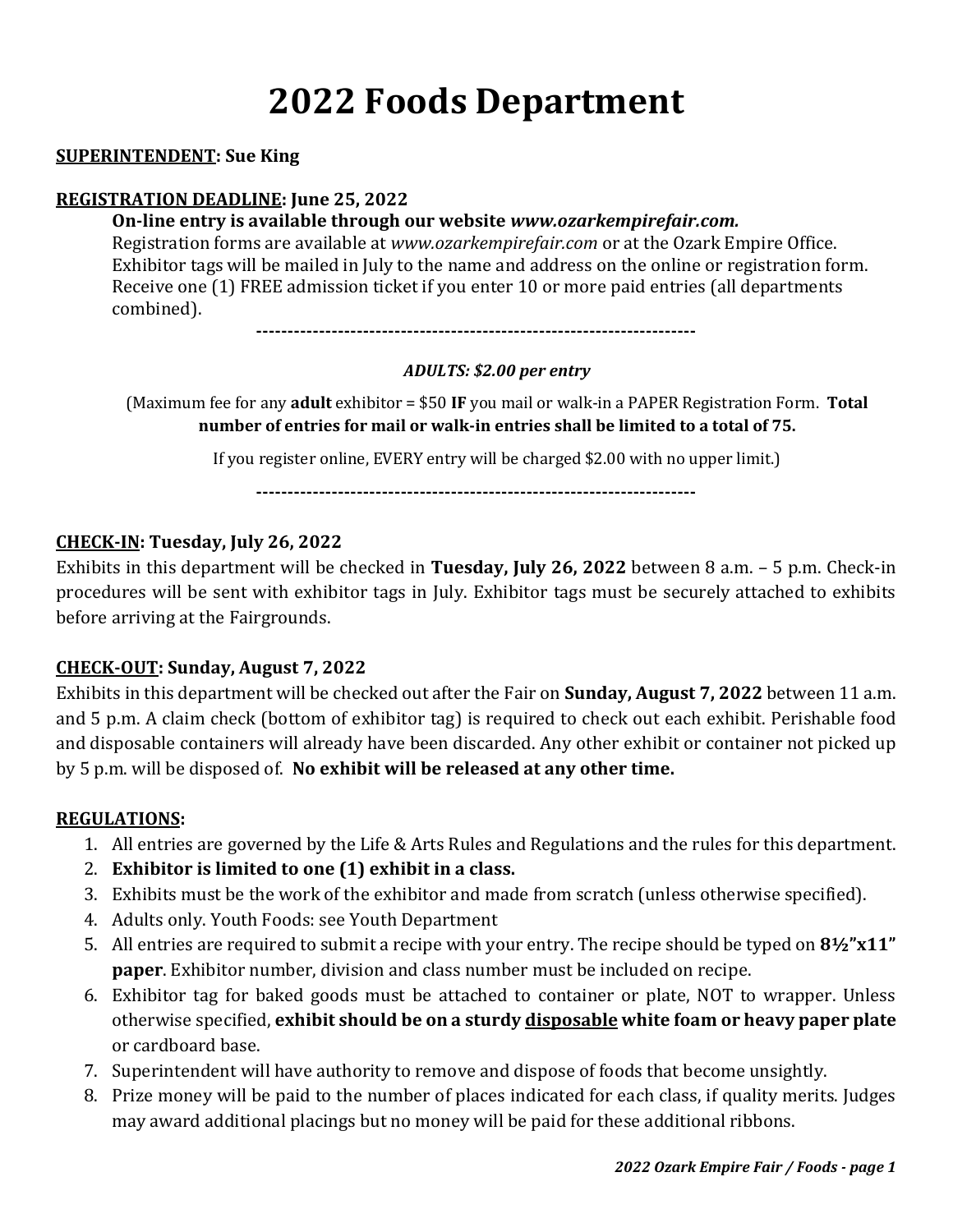# 2022 Foods Department

**SUPERINTENDENT: Sue King**

**REGISTRATION DEADLINE: June 25, 2022**

**On-line entry is available through our website *www.ozarkempirefair.com.***
Registration forms are available at *www.ozarkempirefair.com* or at the Ozark Empire Office.
Exhibitor tags will be mailed in July to the name and address on the online or registration form.
Receive one (1) FREE admission ticket if you enter 10 or more paid entries (all departments combined).

---

***ADULTS: $2.00 per entry***

(Maximum fee for any **adult** exhibitor = $50 **IF** you mail or walk-in a PAPER Registration Form. **Total number of entries for mail or walk-in entries shall be limited to a total of 75.**

If you register online, EVERY entry will be charged $2.00 with no upper limit.)

---

**CHECK-IN: Tuesday, July 26, 2022**

Exhibits in this department will be checked in **Tuesday, July 26, 2022** between 8 a.m. – 5 p.m. Check-in procedures will be sent with exhibitor tags in July. Exhibitor tags must be securely attached to exhibits before arriving at the Fairgrounds.

**CHECK-OUT: Sunday, August 7, 2022**

Exhibits in this department will be checked out after the Fair on **Sunday, August 7, 2022** between 11 a.m. and 5 p.m. A claim check (bottom of exhibitor tag) is required to check out each exhibit. Perishable food and disposable containers will already have been discarded. Any other exhibit or container not picked up by 5 p.m. will be disposed of. **No exhibit will be released at any other time.**

**REGULATIONS:**

1. All entries are governed by the Life & Arts Rules and Regulations and the rules for this department.
2. **Exhibitor is limited to one (1) exhibit in a class.**
3. Exhibits must be the work of the exhibitor and made from scratch (unless otherwise specified).
4. Adults only. Youth Foods: see Youth Department
5. All entries are required to submit a recipe with your entry. The recipe should be typed on **8½"x11" paper**. Exhibitor number, division and class number must be included on recipe.
6. Exhibitor tag for baked goods must be attached to container or plate, NOT to wrapper. Unless otherwise specified, **exhibit should be on a sturdy disposable white foam or heavy paper plate** or cardboard base.
7. Superintendent will have authority to remove and dispose of foods that become unsightly.
8. Prize money will be paid to the number of places indicated for each class, if quality merits. Judges may award additional placings but no money will be paid for these additional ribbons.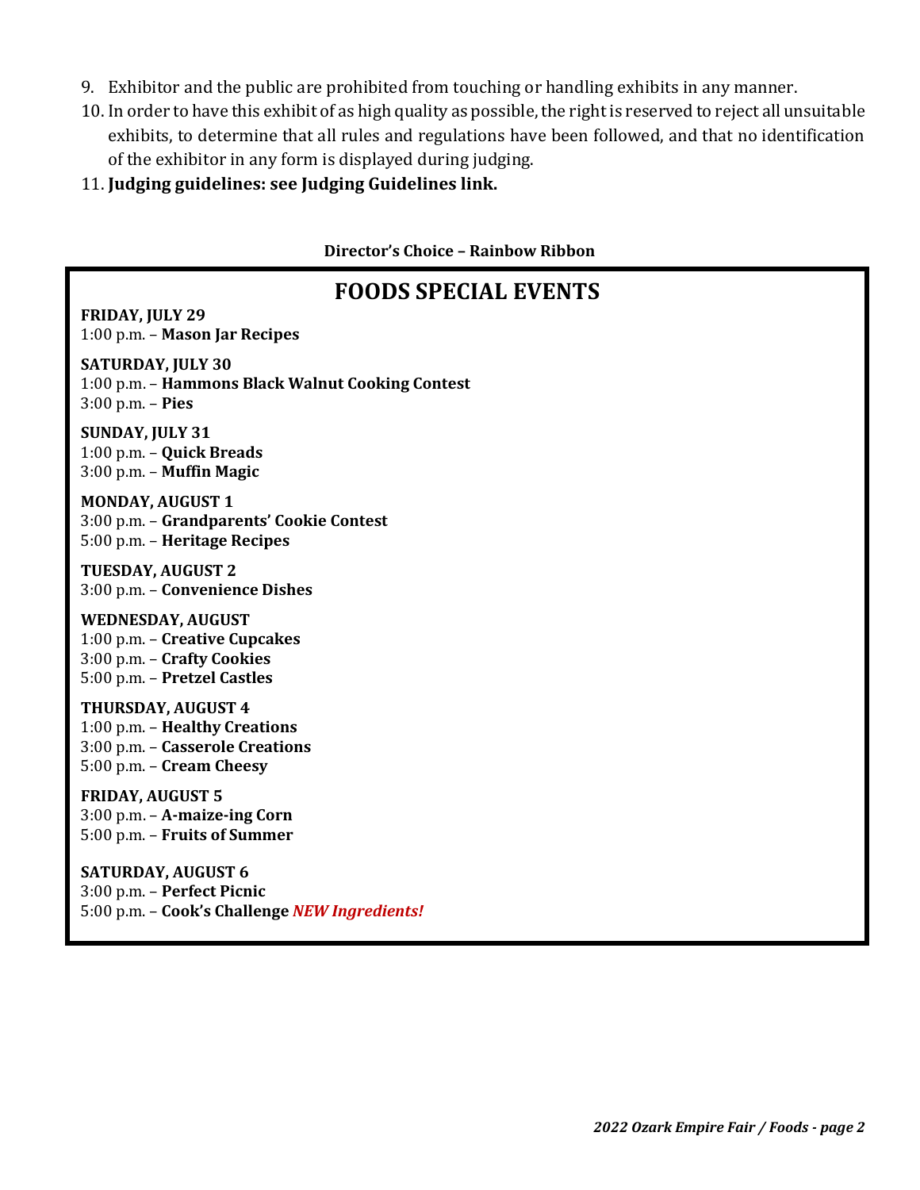9. Exhibitor and the public are prohibited from touching or handling exhibits in any manner.
10. In order to have this exhibit of as high quality as possible, the right is reserved to reject all unsuitable exhibits, to determine that all rules and regulations have been followed, and that no identification of the exhibitor in any form is displayed during judging.
11. **Judging guidelines: see Judging Guidelines link.**

**Director's Choice – Rainbow Ribbon**

## FOODS SPECIAL EVENTS

**FRIDAY, JULY 29**
1:00 p.m. – **Mason Jar Recipes**

**SATURDAY, JULY 30**
1:00 p.m. – **Hammons Black Walnut Cooking Contest**
3:00 p.m. – **Pies**

**SUNDAY, JULY 31**
1:00 p.m. – **Quick Breads**
3:00 p.m. – **Muffin Magic**

**MONDAY, AUGUST 1**
3:00 p.m. – **Grandparents' Cookie Contest**
5:00 p.m. – **Heritage Recipes**

**TUESDAY, AUGUST 2**
3:00 p.m. – **Convenience Dishes**

**WEDNESDAY, AUGUST**
1:00 p.m. – **Creative Cupcakes**
3:00 p.m. – **Crafty Cookies**
5:00 p.m. – **Pretzel Castles**

**THURSDAY, AUGUST 4**
1:00 p.m. – **Healthy Creations**
3:00 p.m. – **Casserole Creations**
5:00 p.m. – **Cream Cheesy**

**FRIDAY, AUGUST 5**
3:00 p.m. – **A-maize-ing Corn**
5:00 p.m. – **Fruits of Summer**

**SATURDAY, AUGUST 6**
3:00 p.m. – **Perfect Picnic**
5:00 p.m. – **Cook's Challenge** ***NEW Ingredients!***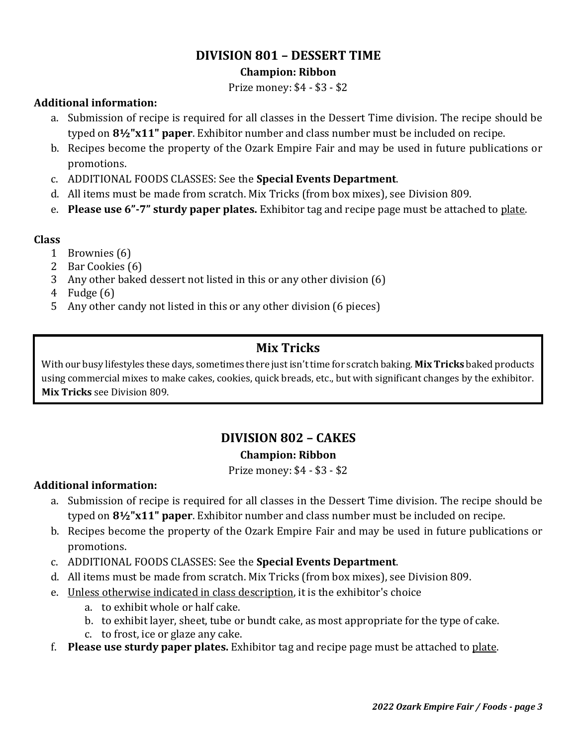## DIVISION 801 – DESSERT TIME

**Champion: Ribbon**

Prize money: $4 - $3 - $2

**Additional information:**

a. Submission of recipe is required for all classes in the Dessert Time division. The recipe should be typed on **8½"x11" paper**. Exhibitor number and class number must be included on recipe.
b. Recipes become the property of the Ozark Empire Fair and may be used in future publications or promotions.
c. ADDITIONAL FOODS CLASSES: See the **Special Events Department**.
d. All items must be made from scratch. Mix Tricks (from box mixes), see Division 809.
e. **Please use 6"-7" sturdy paper plates.** Exhibitor tag and recipe page must be attached to plate.

**Class**

1 Brownies (6)
2 Bar Cookies (6)
3 Any other baked dessert not listed in this or any other division (6)
4 Fudge (6)
5 Any other candy not listed in this or any other division (6 pieces)

### Mix Tricks

With our busy lifestyles these days, sometimes there just isn't time for scratch baking. **Mix Tricks** baked products using commercial mixes to make cakes, cookies, quick breads, etc., but with significant changes by the exhibitor. **Mix Tricks** see Division 809.

## DIVISION 802 – CAKES

**Champion: Ribbon**

Prize money: $4 - $3 - $2

**Additional information:**

a. Submission of recipe is required for all classes in the Dessert Time division. The recipe should be typed on **8½"x11" paper**. Exhibitor number and class number must be included on recipe.
b. Recipes become the property of the Ozark Empire Fair and may be used in future publications or promotions.
c. ADDITIONAL FOODS CLASSES: See the **Special Events Department**.
d. All items must be made from scratch. Mix Tricks (from box mixes), see Division 809.
e. Unless otherwise indicated in class description, it is the exhibitor's choice
    a. to exhibit whole or half cake.
    b. to exhibit layer, sheet, tube or bundt cake, as most appropriate for the type of cake.
    c. to frost, ice or glaze any cake.
f. **Please use sturdy paper plates.** Exhibitor tag and recipe page must be attached to plate.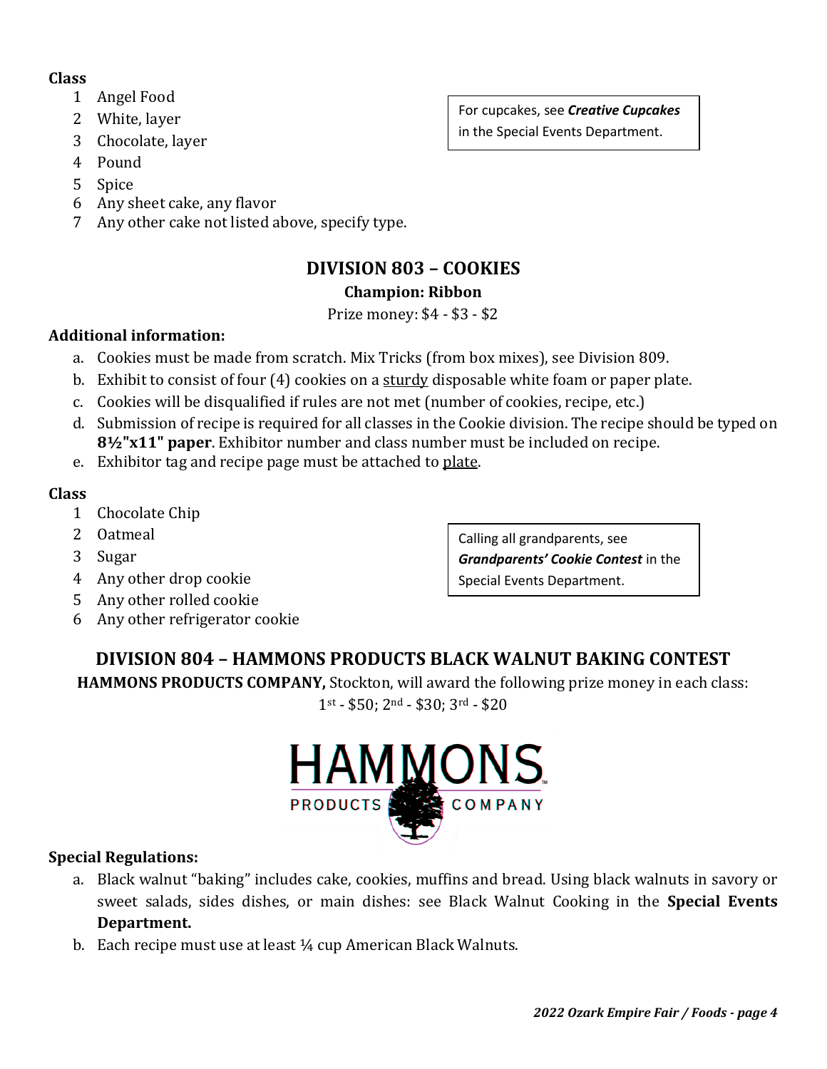**Class**

1. Angel Food
2. White, layer
3. Chocolate, layer
4. Pound
5. Spice
6. Any sheet cake, any flavor
7. Any other cake not listed above, specify type.

> For cupcakes, see ***Creative Cupcakes*** in the Special Events Department.

## DIVISION 803 – COOKIES

**Champion: Ribbon**

Prize money: $4 - $3 - $2

**Additional information:**

a. Cookies must be made from scratch. Mix Tricks (from box mixes), see Division 809.
b. Exhibit to consist of four (4) cookies on a sturdy disposable white foam or paper plate.
c. Cookies will be disqualified if rules are not met (number of cookies, recipe, etc.)
d. Submission of recipe is required for all classes in the Cookie division. The recipe should be typed on **8½"x11" paper**. Exhibitor number and class number must be included on recipe.
e. Exhibitor tag and recipe page must be attached to plate.

**Class**

1. Chocolate Chip
2. Oatmeal
3. Sugar
4. Any other drop cookie
5. Any other rolled cookie
6. Any other refrigerator cookie

> Calling all grandparents, see ***Grandparents' Cookie Contest*** in the Special Events Department.

## DIVISION 804 – HAMMONS PRODUCTS BLACK WALNUT BAKING CONTEST

**HAMMONS PRODUCTS COMPANY,** Stockton, will award the following prize money in each class:

1st - $50; 2nd - $30; 3rd - $20

HAMMONS PRODUCTS COMPANY

**Special Regulations:**

a. Black walnut "baking" includes cake, cookies, muffins and bread. Using black walnuts in savory or sweet salads, sides dishes, or main dishes: see Black Walnut Cooking in the **Special Events Department.**
b. Each recipe must use at least ¼ cup American Black Walnuts.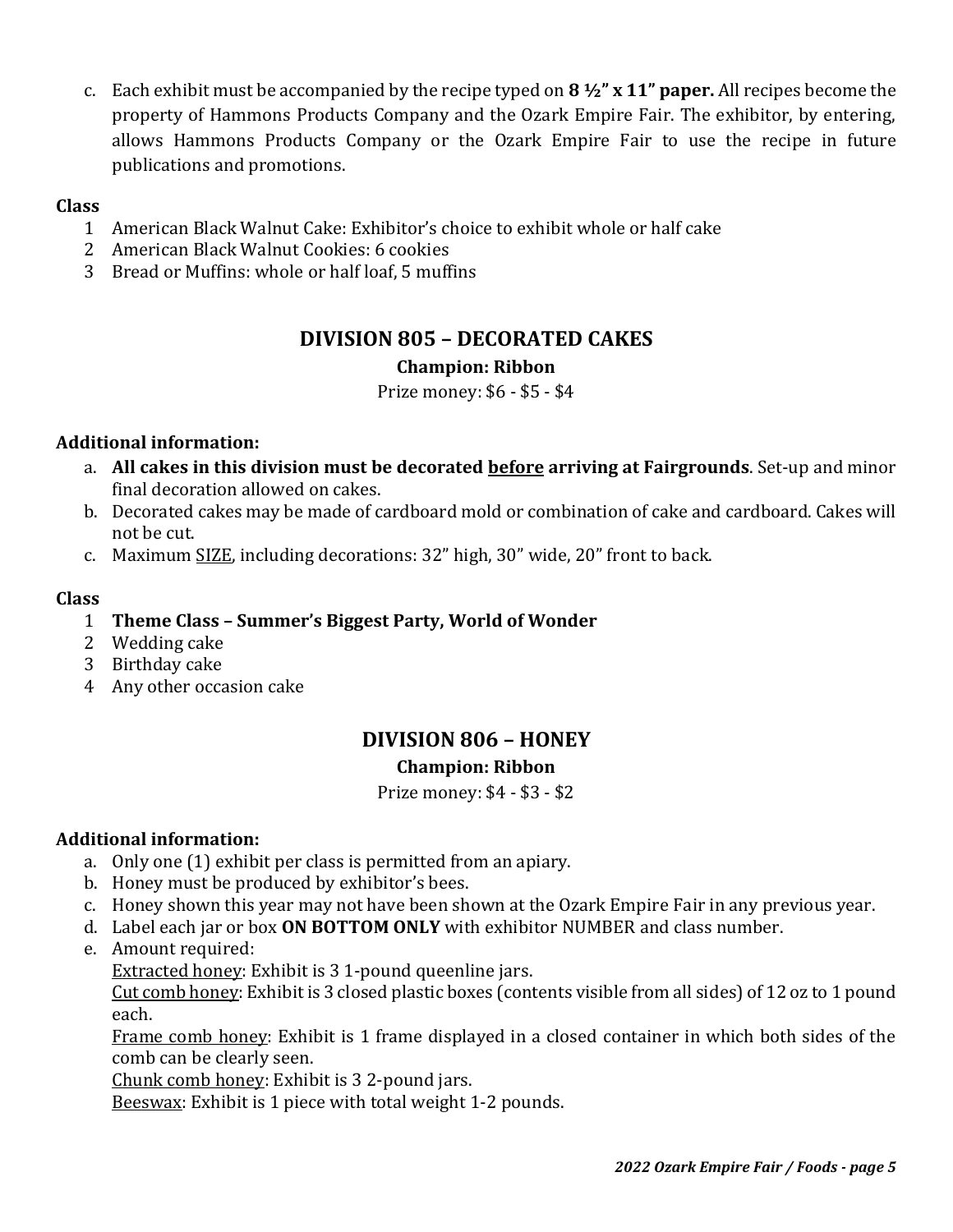c. Each exhibit must be accompanied by the recipe typed on **8 ½" x 11" paper.** All recipes become the property of Hammons Products Company and the Ozark Empire Fair. The exhibitor, by entering, allows Hammons Products Company or the Ozark Empire Fair to use the recipe in future publications and promotions.

**Class**

1. American Black Walnut Cake: Exhibitor's choice to exhibit whole or half cake
2. American Black Walnut Cookies: 6 cookies
3. Bread or Muffins: whole or half loaf, 5 muffins

## DIVISION 805 – DECORATED CAKES

**Champion: Ribbon**

Prize money: $6 - $5 - $4

**Additional information:**

a. **All cakes in this division must be decorated <u>before</u> arriving at Fairgrounds**. Set-up and minor final decoration allowed on cakes.
b. Decorated cakes may be made of cardboard mold or combination of cake and cardboard. Cakes will not be cut.
c. Maximum <u>SIZE</u>, including decorations: 32" high, 30" wide, 20" front to back.

**Class**

1. **Theme Class – Summer's Biggest Party, World of Wonder**
2. Wedding cake
3. Birthday cake
4. Any other occasion cake

## DIVISION 806 – HONEY

**Champion: Ribbon**

Prize money: $4 - $3 - $2

**Additional information:**

a. Only one (1) exhibit per class is permitted from an apiary.
b. Honey must be produced by exhibitor's bees.
c. Honey shown this year may not have been shown at the Ozark Empire Fair in any previous year.
d. Label each jar or box **ON BOTTOM ONLY** with exhibitor NUMBER and class number.
e. Amount required:
   <u>Extracted honey</u>: Exhibit is 3 1-pound queenline jars.
   <u>Cut comb honey</u>: Exhibit is 3 closed plastic boxes (contents visible from all sides) of 12 oz to 1 pound each.
   <u>Frame comb honey</u>: Exhibit is 1 frame displayed in a closed container in which both sides of the comb can be clearly seen.
   <u>Chunk comb honey</u>: Exhibit is 3 2-pound jars.
   <u>Beeswax</u>: Exhibit is 1 piece with total weight 1-2 pounds.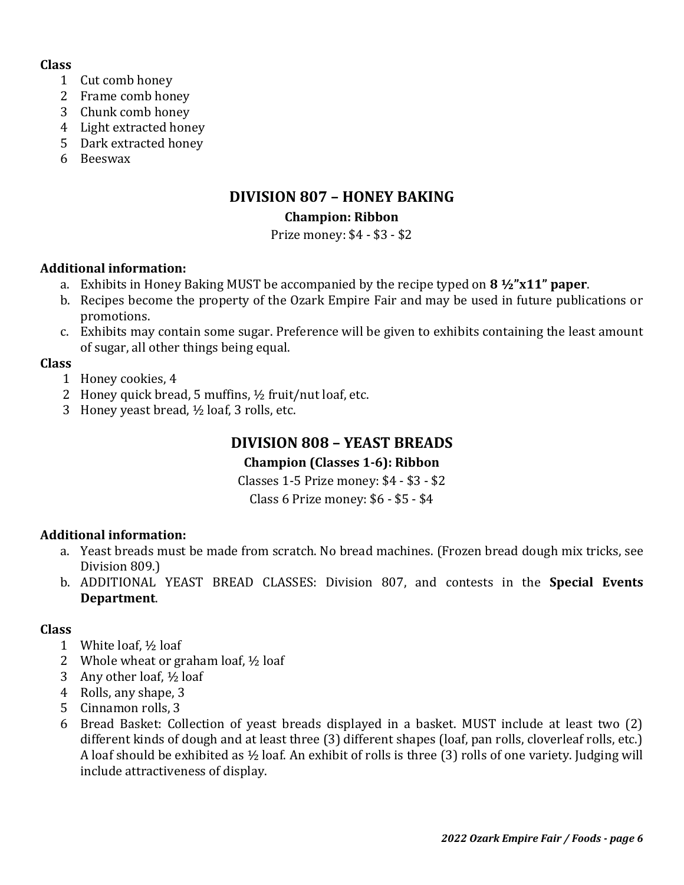**Class**

1. Cut comb honey
2. Frame comb honey
3. Chunk comb honey
4. Light extracted honey
5. Dark extracted honey
6. Beeswax

## DIVISION 807 – HONEY BAKING

**Champion: Ribbon**

Prize money: $4 - $3 - $2

**Additional information:**

a. Exhibits in Honey Baking MUST be accompanied by the recipe typed on **8 ½"x11" paper**.
b. Recipes become the property of the Ozark Empire Fair and may be used in future publications or promotions.
c. Exhibits may contain some sugar. Preference will be given to exhibits containing the least amount of sugar, all other things being equal.

**Class**

1. Honey cookies, 4
2. Honey quick bread, 5 muffins, ½ fruit/nut loaf, etc.
3. Honey yeast bread, ½ loaf, 3 rolls, etc.

## DIVISION 808 – YEAST BREADS

**Champion (Classes 1-6): Ribbon**

Classes 1-5 Prize money: $4 - $3 - $2

Class 6 Prize money: $6 - $5 - $4

**Additional information:**

a. Yeast breads must be made from scratch. No bread machines. (Frozen bread dough mix tricks, see Division 809.)
b. ADDITIONAL YEAST BREAD CLASSES: Division 807, and contests in the **Special Events Department**.

**Class**

1. White loaf, ½ loaf
2. Whole wheat or graham loaf, ½ loaf
3. Any other loaf, ½ loaf
4. Rolls, any shape, 3
5. Cinnamon rolls, 3
6. Bread Basket: Collection of yeast breads displayed in a basket. MUST include at least two (2) different kinds of dough and at least three (3) different shapes (loaf, pan rolls, cloverleaf rolls, etc.) A loaf should be exhibited as ½ loaf. An exhibit of rolls is three (3) rolls of one variety. Judging will include attractiveness of display.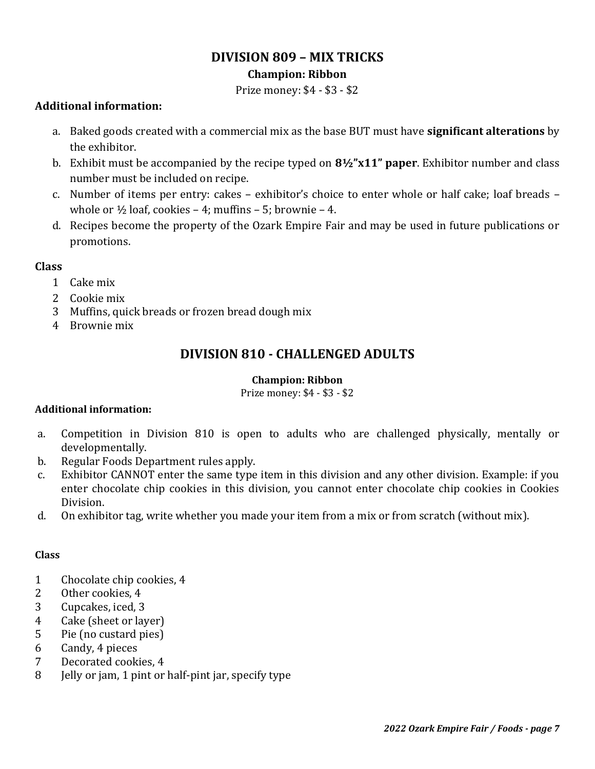## DIVISION 809 – MIX TRICKS

**Champion: Ribbon**

Prize money: $4 - $3 - $2

**Additional information:**

a. Baked goods created with a commercial mix as the base BUT must have **significant alterations** by the exhibitor.
b. Exhibit must be accompanied by the recipe typed on **8½"x11" paper**. Exhibitor number and class number must be included on recipe.
c. Number of items per entry: cakes – exhibitor's choice to enter whole or half cake; loaf breads – whole or ½ loaf, cookies – 4; muffins – 5; brownie – 4.
d. Recipes become the property of the Ozark Empire Fair and may be used in future publications or promotions.

**Class**

1 Cake mix
2 Cookie mix
3 Muffins, quick breads or frozen bread dough mix
4 Brownie mix

## DIVISION 810 - CHALLENGED ADULTS

**Champion: Ribbon**

Prize money: $4 - $3 - $2

**Additional information:**

a. Competition in Division 810 is open to adults who are challenged physically, mentally or developmentally.
b. Regular Foods Department rules apply.
c. Exhibitor CANNOT enter the same type item in this division and any other division. Example: if you enter chocolate chip cookies in this division, you cannot enter chocolate chip cookies in Cookies Division.
d. On exhibitor tag, write whether you made your item from a mix or from scratch (without mix).

**Class**

1 Chocolate chip cookies, 4
2 Other cookies, 4
3 Cupcakes, iced, 3
4 Cake (sheet or layer)
5 Pie (no custard pies)
6 Candy, 4 pieces
7 Decorated cookies, 4
8 Jelly or jam, 1 pint or half-pint jar, specify type